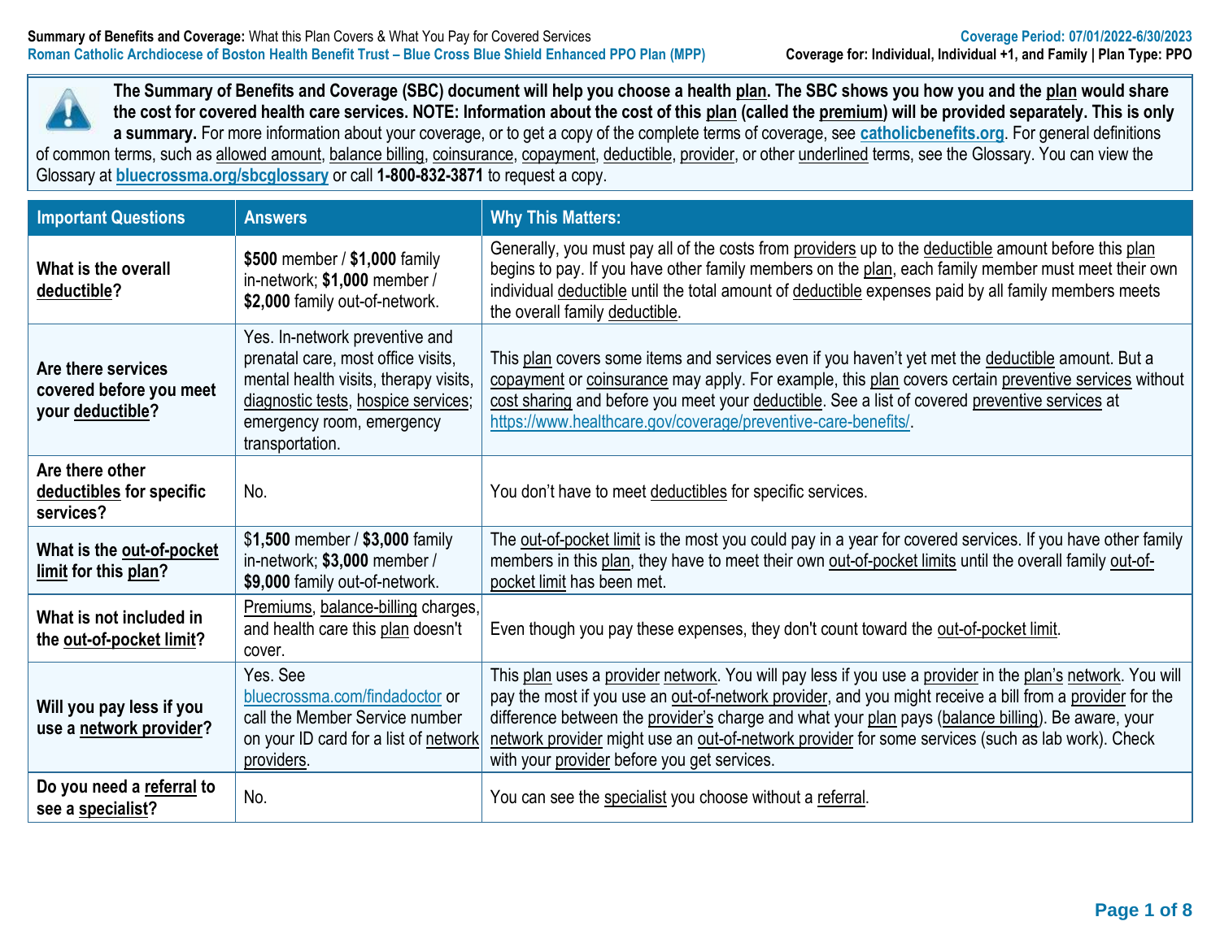**Summary of Benefits and Coverage:** What this Plan Covers & What You Pay for Covered Services
**Roman Catholic Archdiocese of Boston Health Benefit Trust – Blue Cross Blue Shield Enhanced PPO Plan (MPP)**

**Coverage Period: 07/01/2022-6/30/2023**
**Coverage for: Individual, Individual +1, and Family | Plan Type: PPO**

**The Summary of Benefits and Coverage (SBC) document will help you choose a health plan. The SBC shows you how you and the plan would share the cost for covered health care services. NOTE: Information about the cost of this plan (called the premium) will be provided separately. This is only a summary.** For more information about your coverage, or to get a copy of the complete terms of coverage, see **catholicbenefits.org**. For general definitions of common terms, such as allowed amount, balance billing, coinsurance, copayment, deductible, provider, or other underlined terms, see the Glossary. You can view the Glossary at **bluecrossma.org/sbcglossary** or call **1-800-832-3871** to request a copy.

| Important Questions | Answers | Why This Matters: |
|---|---|---|
| **What is the overall deductible?** | **$500** member / **$1,000** family in-network; **$1,000** member / **$2,000** family out-of-network. | Generally, you must pay all of the costs from providers up to the deductible amount before this plan begins to pay. If you have other family members on the plan, each family member must meet their own individual deductible until the total amount of deductible expenses paid by all family members meets the overall family deductible. |
| **Are there services covered before you meet your deductible?** | Yes. In-network preventive and prenatal care, most office visits, mental health visits, therapy visits, diagnostic tests, hospice services; emergency room, emergency transportation. | This plan covers some items and services even if you haven't yet met the deductible amount. But a copayment or coinsurance may apply. For example, this plan covers certain preventive services without cost sharing and before you meet your deductible. See a list of covered preventive services at https://www.healthcare.gov/coverage/preventive-care-benefits/. |
| **Are there other deductibles for specific services?** | No. | You don't have to meet deductibles for specific services. |
| **What is the out-of-pocket limit for this plan?** | $**1,500** member / **$3,000** family in-network; **$3,000** member / **$9,000** family out-of-network. | The out-of-pocket limit is the most you could pay in a year for covered services. If you have other family members in this plan, they have to meet their own out-of-pocket limits until the overall family out-of-pocket limit has been met. |
| **What is not included in the out-of-pocket limit?** | Premiums, balance-billing charges, and health care this plan doesn't cover. | Even though you pay these expenses, they don't count toward the out-of-pocket limit. |
| **Will you pay less if you use a network provider?** | Yes. See bluecrossma.com/findadoctor or call the Member Service number on your ID card for a list of network providers. | This plan uses a provider network. You will pay less if you use a provider in the plan's network. You will pay the most if you use an out-of-network provider, and you might receive a bill from a provider for the difference between the provider's charge and what your plan pays (balance billing). Be aware, your network provider might use an out-of-network provider for some services (such as lab work). Check with your provider before you get services. |
| **Do you need a referral to see a specialist?** | No. | You can see the specialist you choose without a referral. |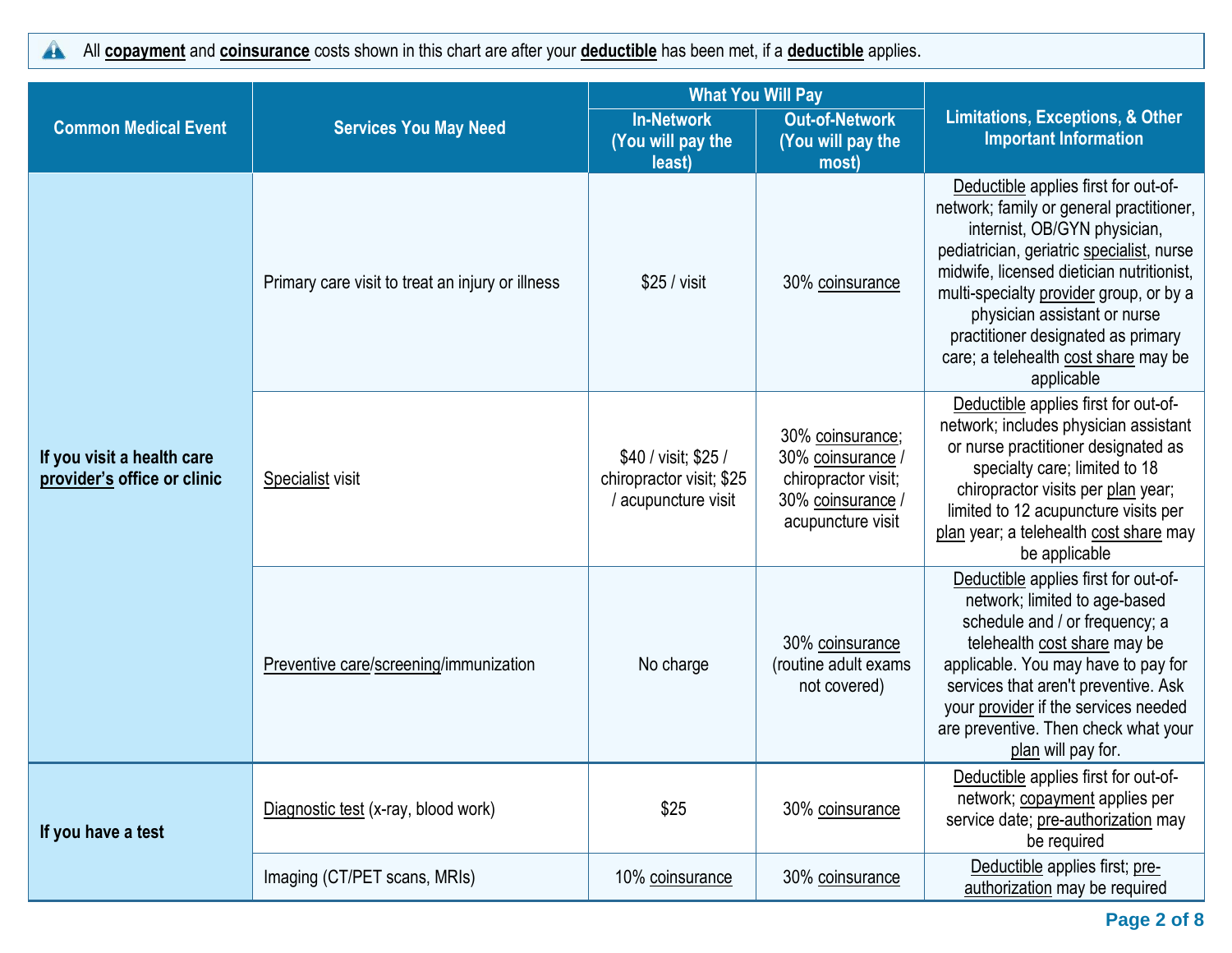All **copayment** and **coinsurance** costs shown in this chart are after your **deductible** has been met, if a **deductible** applies.

| Common Medical Event | Services You May Need | What You Will Pay | | Limitations, Exceptions, & Other Important Information |
|---|---|---|---|---|
| | | In-Network (You will pay the least) | Out-of-Network (You will pay the most) | |
| **If you visit a health care provider's office or clinic** | Primary care visit to treat an injury or illness | $25 / visit | 30% coinsurance | Deductible applies first for out-of-network; family or general practitioner, internist, OB/GYN physician, pediatrician, geriatric specialist, nurse midwife, licensed dietician nutritionist, multi-specialty provider group, or by a physician assistant or nurse practitioner designated as primary care; a telehealth cost share may be applicable |
| | Specialist visit | $40 / visit; $25 / chiropractor visit; $25 / acupuncture visit | 30% coinsurance; 30% coinsurance / chiropractor visit; 30% coinsurance / acupuncture visit | Deductible applies first for out-of-network; includes physician assistant or nurse practitioner designated as specialty care; limited to 18 chiropractor visits per plan year; limited to 12 acupuncture visits per plan year; a telehealth cost share may be applicable |
| | Preventive care/screening/immunization | No charge | 30% coinsurance (routine adult exams not covered) | Deductible applies first for out-of-network; limited to age-based schedule and / or frequency; a telehealth cost share may be applicable. You may have to pay for services that aren't preventive. Ask your provider if the services needed are preventive. Then check what your plan will pay for. |
| **If you have a test** | Diagnostic test (x-ray, blood work) | $25 | 30% coinsurance | Deductible applies first for out-of-network; copayment applies per service date; pre-authorization may be required |
| | Imaging (CT/PET scans, MRIs) | 10% coinsurance | 30% coinsurance | Deductible applies first; pre-authorization may be required |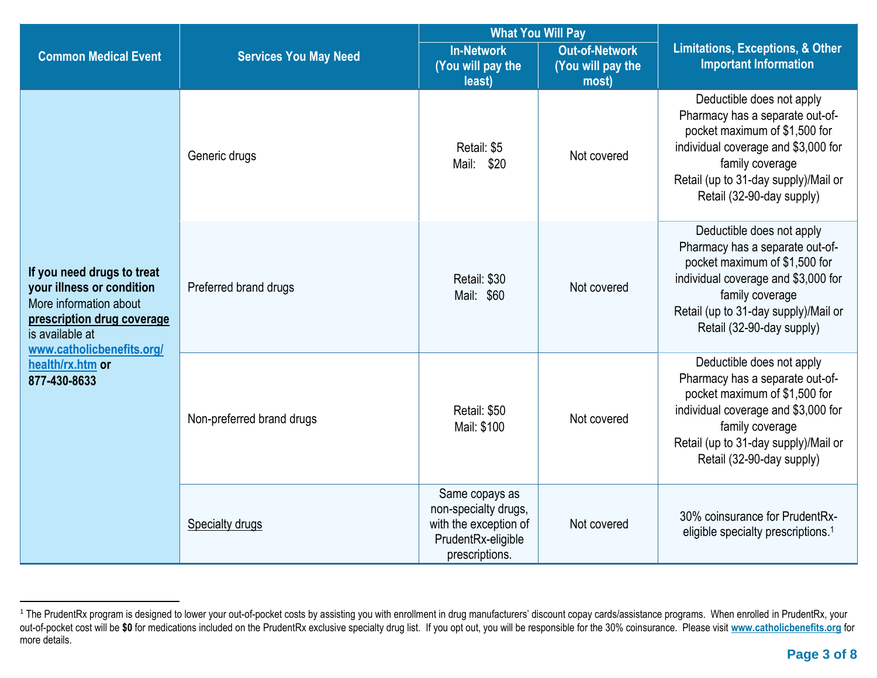| Common Medical Event | Services You May Need | What You Will Pay | | Limitations, Exceptions, & Other Important Information |
|---|---|---|---|---|
| | | In-Network (You will pay the least) | Out-of-Network (You will pay the most) | |
| **If you need drugs to treat your illness or condition** More information about **prescription drug coverage** is available at **www.catholicbenefits.org/health/rx.htm** or **877-430-8633** | Generic drugs | Retail: $5<br>Mail: $20 | Not covered | Deductible does not apply<br>Pharmacy has a separate out-of-pocket maximum of $1,500 for individual coverage and $3,000 for family coverage<br>Retail (up to 31-day supply)/Mail or Retail (32-90-day supply) |
| | Preferred brand drugs | Retail: $30<br>Mail: $60 | Not covered | Deductible does not apply<br>Pharmacy has a separate out-of-pocket maximum of $1,500 for individual coverage and $3,000 for family coverage<br>Retail (up to 31-day supply)/Mail or Retail (32-90-day supply) |
| | Non-preferred brand drugs | Retail: $50<br>Mail: $100 | Not covered | Deductible does not apply<br>Pharmacy has a separate out-of-pocket maximum of $1,500 for individual coverage and $3,000 for family coverage<br>Retail (up to 31-day supply)/Mail or Retail (32-90-day supply) |
| | Specialty drugs | Same copays as non-specialty drugs, with the exception of PrudentRx-eligible prescriptions. | Not covered | 30% coinsurance for PrudentRx-eligible specialty prescriptions.[1] |

[1] The PrudentRx program is designed to lower your out-of-pocket costs by assisting you with enrollment in drug manufacturers' discount copay cards/assistance programs. When enrolled in PrudentRx, your out-of-pocket cost will be **$0** for medications included on the PrudentRx exclusive specialty drug list. If you opt out, you will be responsible for the 30% coinsurance. Please visit www.catholicbenefits.org for more details.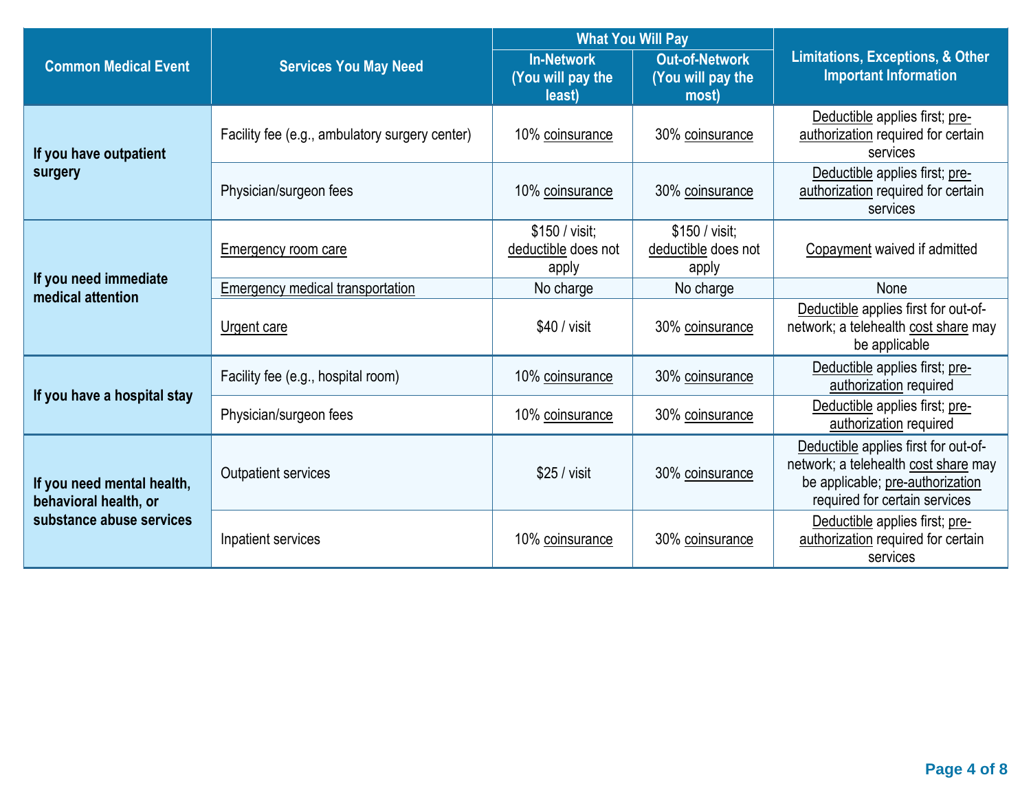| Common Medical Event | Services You May Need | What You Will Pay | | Limitations, Exceptions, & Other Important Information |
|---|---|---|---|---|
| | | In-Network (You will pay the least) | Out-of-Network (You will pay the most) | |
| If you have outpatient surgery | Facility fee (e.g., ambulatory surgery center) | 10% coinsurance | 30% coinsurance | Deductible applies first; pre-authorization required for certain services |
| | Physician/surgeon fees | 10% coinsurance | 30% coinsurance | Deductible applies first; pre-authorization required for certain services |
| If you need immediate medical attention | Emergency room care | $150 / visit; deductible does not apply | $150 / visit; deductible does not apply | Copayment waived if admitted |
| | Emergency medical transportation | No charge | No charge | None |
| | Urgent care | $40 / visit | 30% coinsurance | Deductible applies first for out-of-network; a telehealth cost share may be applicable |
| If you have a hospital stay | Facility fee (e.g., hospital room) | 10% coinsurance | 30% coinsurance | Deductible applies first; pre-authorization required |
| | Physician/surgeon fees | 10% coinsurance | 30% coinsurance | Deductible applies first; pre-authorization required |
| If you need mental health, behavioral health, or substance abuse services | Outpatient services | $25 / visit | 30% coinsurance | Deductible applies first for out-of-network; a telehealth cost share may be applicable; pre-authorization required for certain services |
| | Inpatient services | 10% coinsurance | 30% coinsurance | Deductible applies first; pre-authorization required for certain services |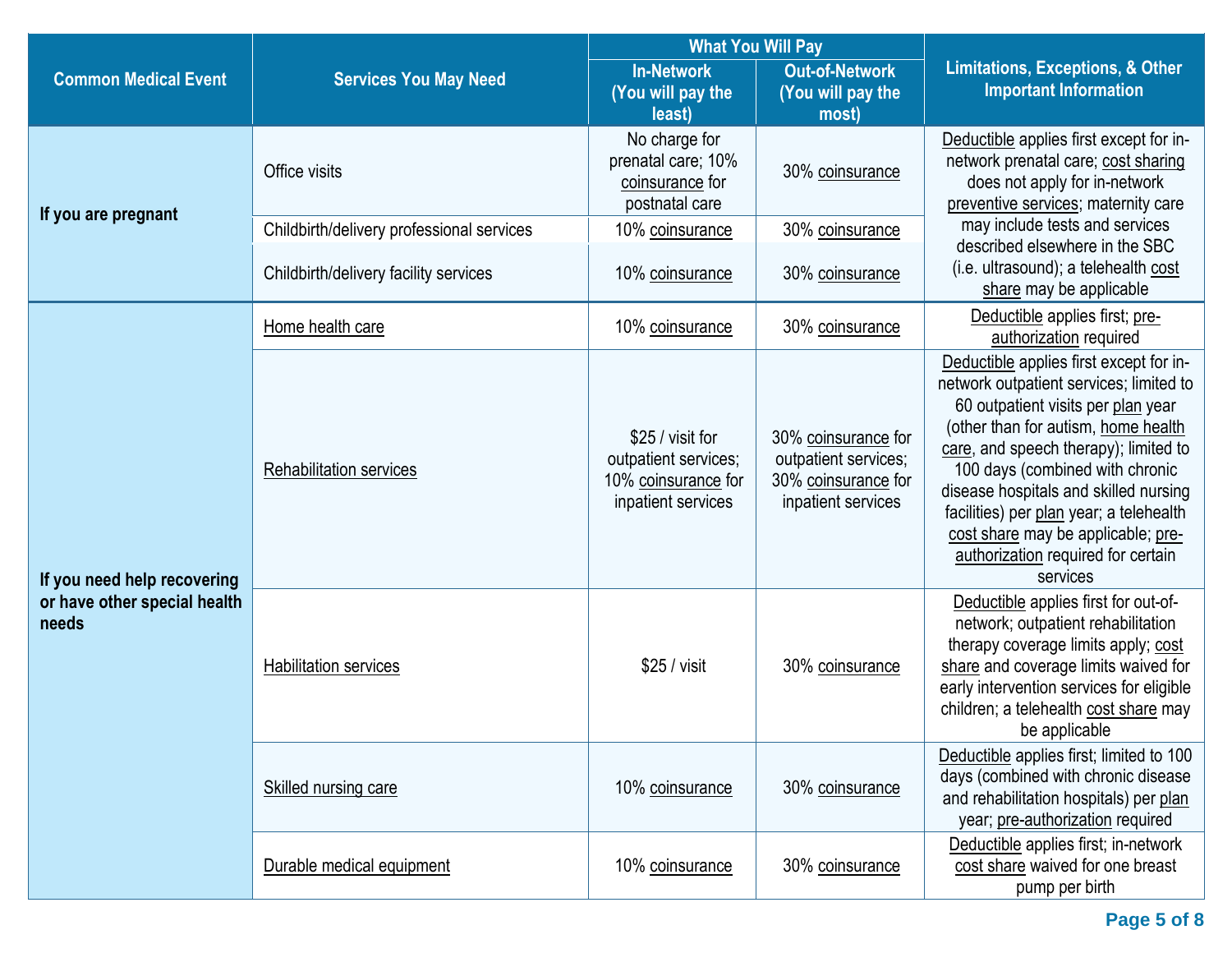| Common Medical Event | Services You May Need | What You Will Pay | | Limitations, Exceptions, & Other Important Information |
|---|---|---|---|---|
| | | In-Network (You will pay the least) | Out-of-Network (You will pay the most) | |
| If you are pregnant | Office visits | No charge for prenatal care; 10% coinsurance for postnatal care | 30% coinsurance | Deductible applies first except for in-network prenatal care; cost sharing does not apply for in-network preventive services; maternity care may include tests and services described elsewhere in the SBC (i.e. ultrasound); a telehealth cost share may be applicable |
| | Childbirth/delivery professional services | 10% coinsurance | 30% coinsurance | |
| | Childbirth/delivery facility services | 10% coinsurance | 30% coinsurance | |
| If you need help recovering or have other special health needs | Home health care | 10% coinsurance | 30% coinsurance | Deductible applies first; pre-authorization required |
| | Rehabilitation services | $25 / visit for outpatient services; 10% coinsurance for inpatient services | 30% coinsurance for outpatient services; 30% coinsurance for inpatient services | Deductible applies first except for in-network outpatient services; limited to 60 outpatient visits per plan year (other than for autism, home health care, and speech therapy); limited to 100 days (combined with chronic disease hospitals and skilled nursing facilities) per plan year; a telehealth cost share may be applicable; pre-authorization required for certain services |
| | Habilitation services | $25 / visit | 30% coinsurance | Deductible applies first for out-of-network; outpatient rehabilitation therapy coverage limits apply; cost share and coverage limits waived for early intervention services for eligible children; a telehealth cost share may be applicable |
| | Skilled nursing care | 10% coinsurance | 30% coinsurance | Deductible applies first; limited to 100 days (combined with chronic disease and rehabilitation hospitals) per plan year; pre-authorization required |
| | Durable medical equipment | 10% coinsurance | 30% coinsurance | Deductible applies first; in-network cost share waived for one breast pump per birth |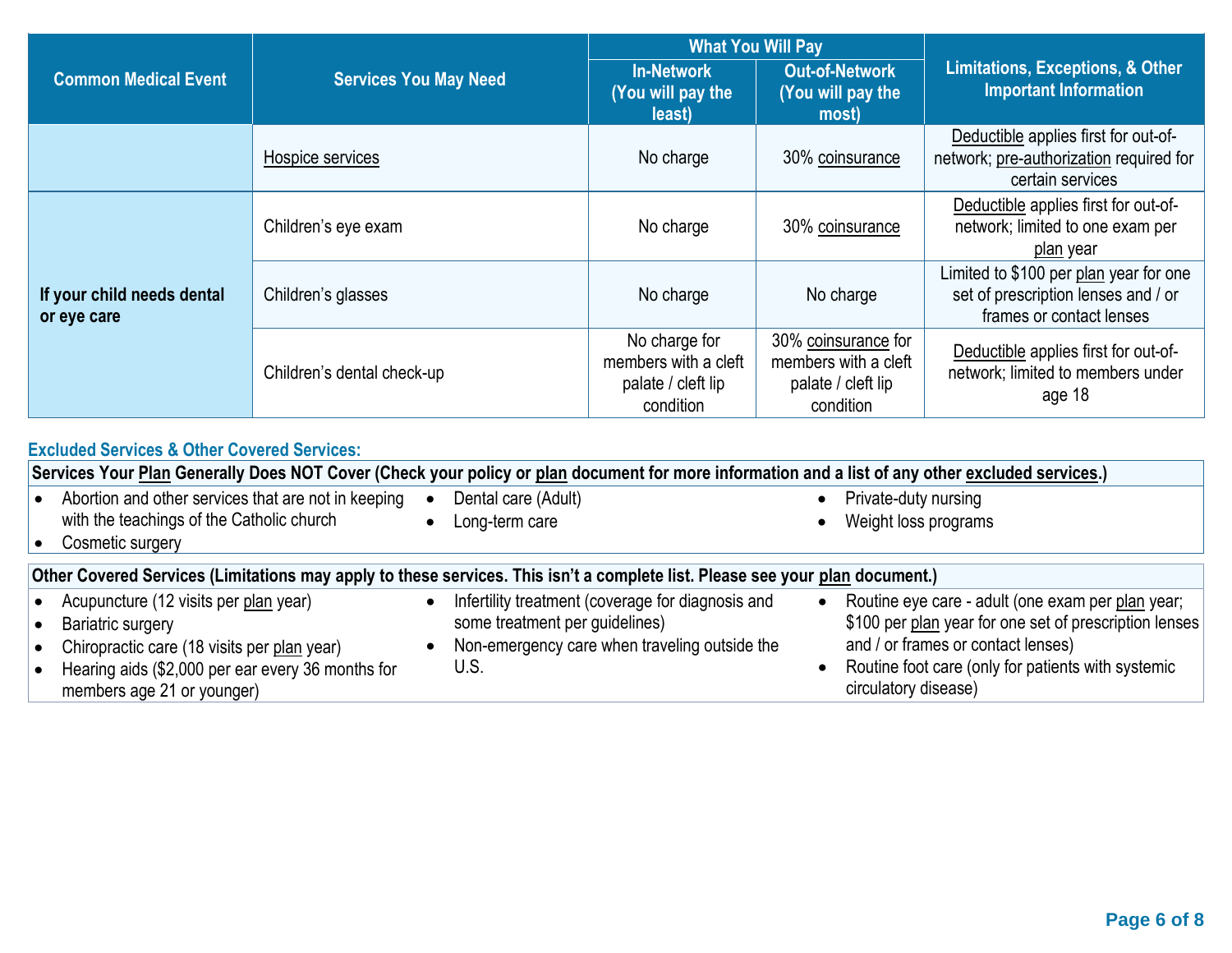| Common Medical Event | Services You May Need | What You Will Pay | | Limitations, Exceptions, & Other Important Information |
|---|---|---|---|---|
| | | In-Network (You will pay the least) | Out-of-Network (You will pay the most) | |
| | Hospice services | No charge | 30% coinsurance | Deductible applies first for out-of-network; pre-authorization required for certain services |
| If your child needs dental or eye care | Children's eye exam | No charge | 30% coinsurance | Deductible applies first for out-of-network; limited to one exam per plan year |
| | Children's glasses | No charge | No charge | Limited to $100 per plan year for one set of prescription lenses and / or frames or contact lenses |
| | Children's dental check-up | No charge for members with a cleft palate / cleft lip condition | 30% coinsurance for members with a cleft palate / cleft lip condition | Deductible applies first for out-of-network; limited to members under age 18 |

## Excluded Services & Other Covered Services:

**Services Your Plan Generally Does NOT Cover (Check your policy or plan document for more information and a list of any other excluded services.)**

- Abortion and other services that are not in keeping with the teachings of the Catholic church
- Cosmetic surgery
- Dental care (Adult)
- Long-term care
- Private-duty nursing
- Weight loss programs

**Other Covered Services (Limitations may apply to these services. This isn't a complete list. Please see your plan document.)**

- Acupuncture (12 visits per plan year)
- Bariatric surgery
- Chiropractic care (18 visits per plan year)
- Hearing aids ($2,000 per ear every 36 months for members age 21 or younger)
- Infertility treatment (coverage for diagnosis and some treatment per guidelines)
- Non-emergency care when traveling outside the U.S.
- Routine eye care - adult (one exam per plan year; $100 per plan year for one set of prescription lenses and / or frames or contact lenses)
- Routine foot care (only for patients with systemic circulatory disease)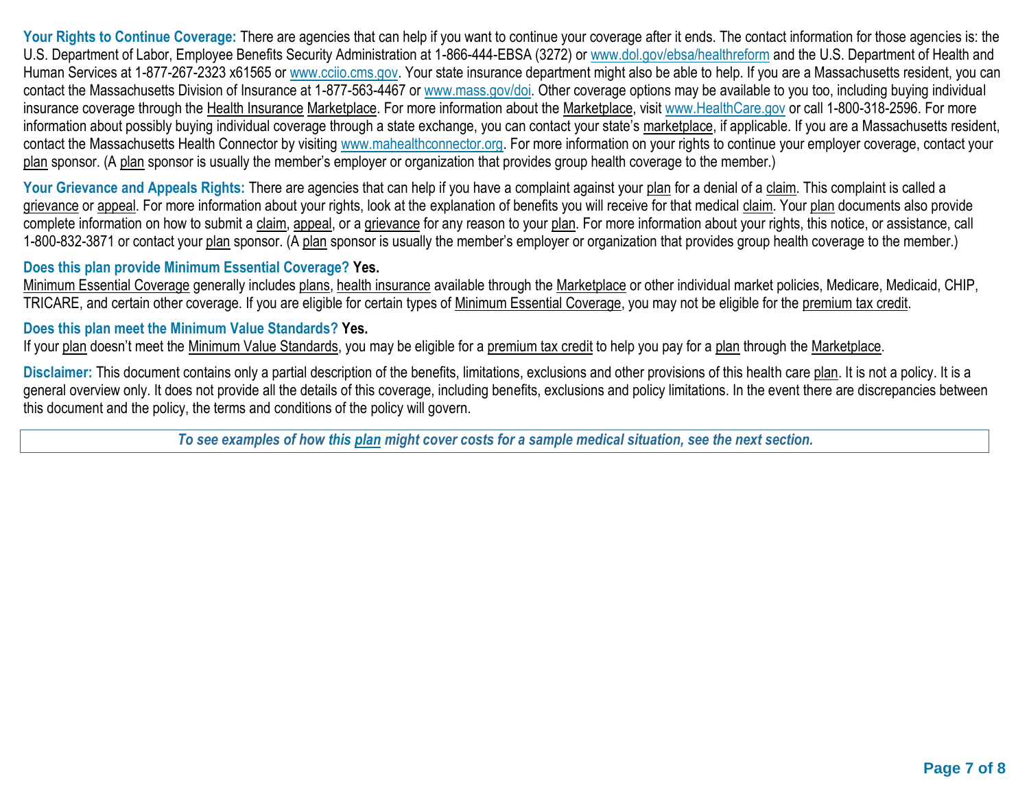**Your Rights to Continue Coverage:** There are agencies that can help if you want to continue your coverage after it ends. The contact information for those agencies is: the U.S. Department of Labor, Employee Benefits Security Administration at 1-866-444-EBSA (3272) or www.dol.gov/ebsa/healthreform and the U.S. Department of Health and Human Services at 1-877-267-2323 x61565 or www.cciio.cms.gov. Your state insurance department might also be able to help. If you are a Massachusetts resident, you can contact the Massachusetts Division of Insurance at 1-877-563-4467 or www.mass.gov/doi. Other coverage options may be available to you too, including buying individual insurance coverage through the Health Insurance Marketplace. For more information about the Marketplace, visit www.HealthCare.gov or call 1-800-318-2596. For more information about possibly buying individual coverage through a state exchange, you can contact your state's marketplace, if applicable. If you are a Massachusetts resident, contact the Massachusetts Health Connector by visiting www.mahealthconnector.org. For more information on your rights to continue your employer coverage, contact your plan sponsor. (A plan sponsor is usually the member's employer or organization that provides group health coverage to the member.)

**Your Grievance and Appeals Rights:** There are agencies that can help if you have a complaint against your plan for a denial of a claim. This complaint is called a grievance or appeal. For more information about your rights, look at the explanation of benefits you will receive for that medical claim. Your plan documents also provide complete information on how to submit a claim, appeal, or a grievance for any reason to your plan. For more information about your rights, this notice, or assistance, call 1-800-832-3871 or contact your plan sponsor. (A plan sponsor is usually the member's employer or organization that provides group health coverage to the member.)

**Does this plan provide Minimum Essential Coverage? Yes.**
Minimum Essential Coverage generally includes plans, health insurance available through the Marketplace or other individual market policies, Medicare, Medicaid, CHIP, TRICARE, and certain other coverage. If you are eligible for certain types of Minimum Essential Coverage, you may not be eligible for the premium tax credit.

**Does this plan meet the Minimum Value Standards? Yes.**
If your plan doesn't meet the Minimum Value Standards, you may be eligible for a premium tax credit to help you pay for a plan through the Marketplace.

**Disclaimer:** This document contains only a partial description of the benefits, limitations, exclusions and other provisions of this health care plan. It is not a policy. It is a general overview only. It does not provide all the details of this coverage, including benefits, exclusions and policy limitations. In the event there are discrepancies between this document and the policy, the terms and conditions of the policy will govern.

***To see examples of how this plan might cover costs for a sample medical situation, see the next section.***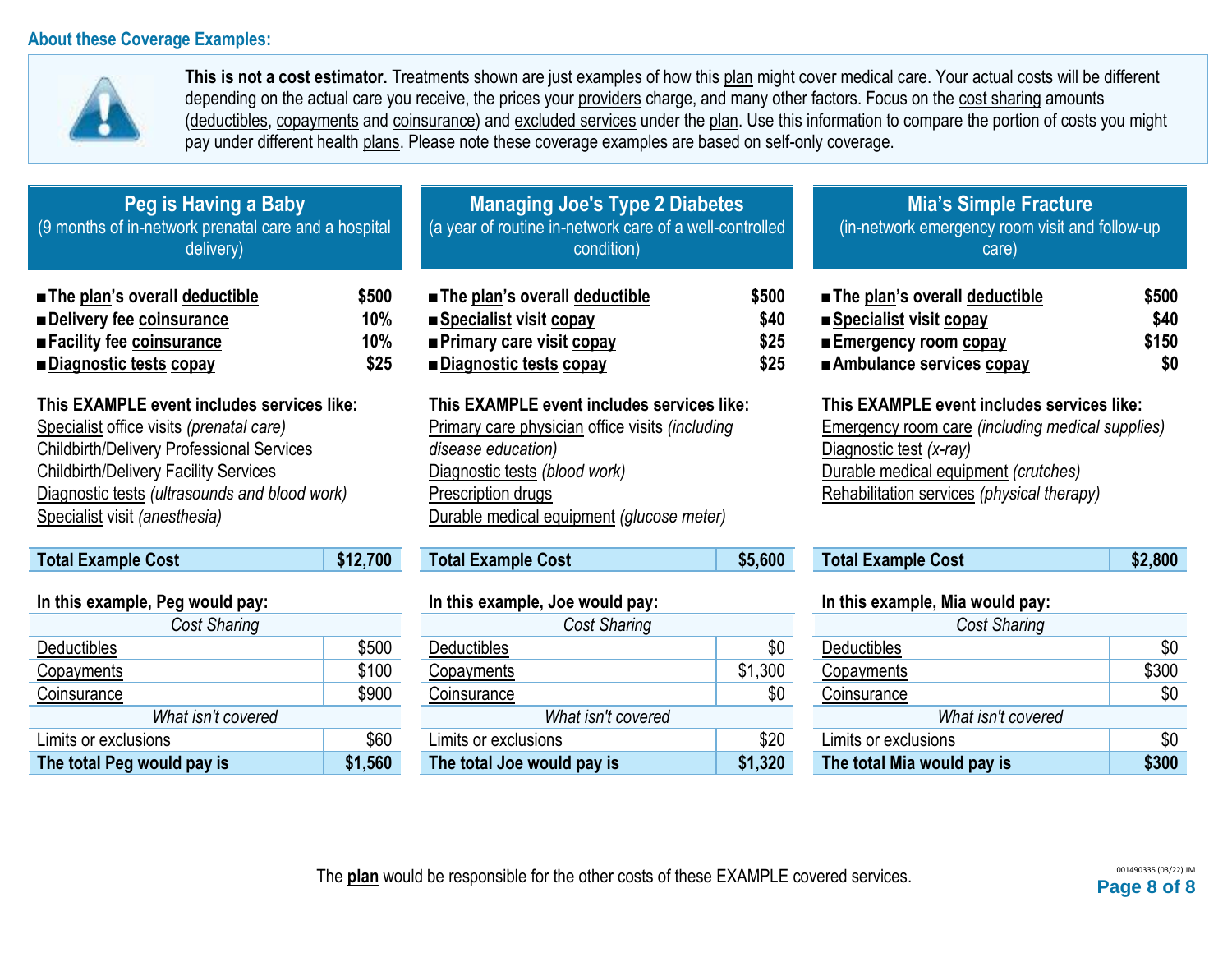## About these Coverage Examples:

**This is not a cost estimator.** Treatments shown are just examples of how this plan might cover medical care. Your actual costs will be different depending on the actual care you receive, the prices your providers charge, and many other factors. Focus on the cost sharing amounts (deductibles, copayments and coinsurance) and excluded services under the plan. Use this information to compare the portion of costs you might pay under different health plans. Please note these coverage examples are based on self-only coverage.

### Peg is Having a Baby
(9 months of in-network prenatal care and a hospital delivery)

- **The plan's overall deductible** — **$500**
- **Delivery fee coinsurance** — **10%**
- **Facility fee coinsurance** — **10%**
- **Diagnostic tests copay** — **$25**

**This EXAMPLE event includes services like:**
Specialist office visits *(prenatal care)*
Childbirth/Delivery Professional Services
Childbirth/Delivery Facility Services
Diagnostic tests *(ultrasounds and blood work)*
Specialist visit *(anesthesia)*

| | |
|---|---|
| **Total Example Cost** | **$12,700** |

**In this example, Peg would pay:**

| *Cost Sharing* | |
|---|---|
| Deductibles | $500 |
| Copayments | $100 |
| Coinsurance | $900 |
| *What isn't covered* | |
| Limits or exclusions | $60 |
| **The total Peg would pay is** | **$1,560** |

### Managing Joe's Type 2 Diabetes
(a year of routine in-network care of a well-controlled condition)

- **The plan's overall deductible** — **$500**
- **Specialist visit copay** — **$40**
- **Primary care visit copay** — **$25**
- **Diagnostic tests copay** — **$25**

**This EXAMPLE event includes services like:**
Primary care physician office visits *(including disease education)*
Diagnostic tests *(blood work)*
Prescription drugs
Durable medical equipment *(glucose meter)*

| | |
|---|---|
| **Total Example Cost** | **$5,600** |

**In this example, Joe would pay:**

| *Cost Sharing* | |
|---|---|
| Deductibles | $0 |
| Copayments | $1,300 |
| Coinsurance | $0 |
| *What isn't covered* | |
| Limits or exclusions | $20 |
| **The total Joe would pay is** | **$1,320** |

### Mia's Simple Fracture
(in-network emergency room visit and follow-up care)

- **The plan's overall deductible** — **$500**
- **Specialist visit copay** — **$40**
- **Emergency room copay** — **$150**
- **Ambulance services copay** — **$0**

**This EXAMPLE event includes services like:**
Emergency room care *(including medical supplies)*
Diagnostic test *(x-ray)*
Durable medical equipment *(crutches)*
Rehabilitation services *(physical therapy)*

| | |
|---|---|
| **Total Example Cost** | **$2,800** |

**In this example, Mia would pay:**

| *Cost Sharing* | |
|---|---|
| Deductibles | $0 |
| Copayments | $300 |
| Coinsurance | $0 |
| *What isn't covered* | |
| Limits or exclusions | $0 |
| **The total Mia would pay is** | **$300** |

The **plan** would be responsible for the other costs of these EXAMPLE covered services.

001490335 (03/22) JM